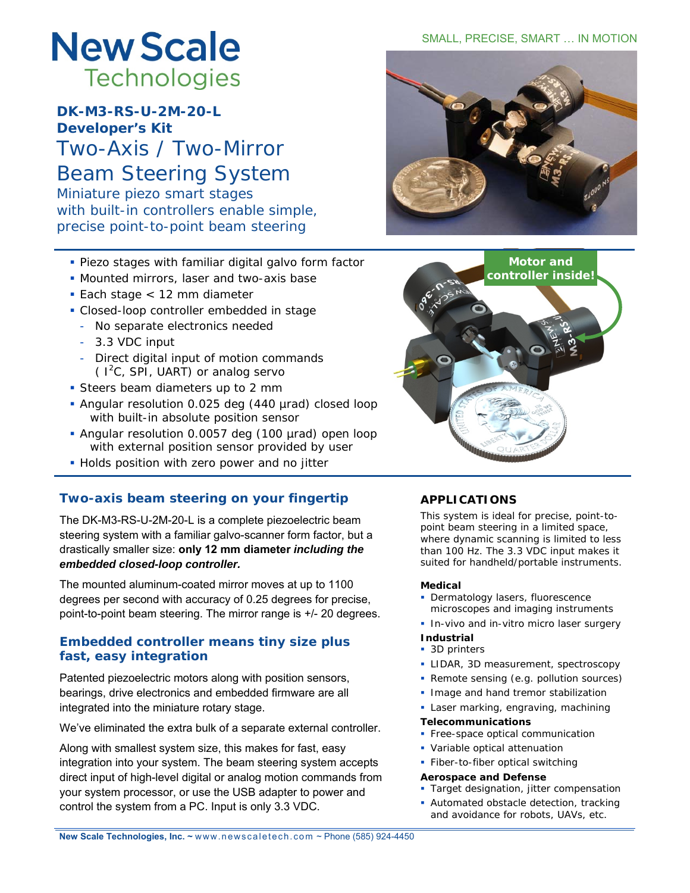# New Scale Technologies

SMALL, PRECISE, SMART … IN MOTION

**DK-M3-RS-U-2M-20-L**
**Developer's Kit**

## Two-Axis / Two-Mirror Beam Steering System

Miniature piezo smart stages with built-in controllers enable simple, precise point-to-point beam steering

- Piezo stages with familiar digital galvo form factor
- Mounted mirrors, laser and two-axis base
- Each stage < 12 mm diameter
- Closed-loop controller embedded in stage
  - No separate electronics needed
  - 3.3 VDC input
  - Direct digital input of motion commands ( $I^2C$, SPI, UART) or analog servo
- Steers beam diameters up to 2 mm
- Angular resolution 0.025 deg (440 µrad) closed loop with built-in absolute position sensor
- Angular resolution 0.0057 deg (100 µrad) open loop with external position sensor provided by user
- Holds position with zero power and no jitter

Motor and controller inside!

### Two-axis beam steering on your fingertip

The DK-M3-RS-U-2M-20-L is a complete piezoelectric beam steering system with a familiar galvo-scanner form factor, but a drastically smaller size: **only 12 mm diameter *including the embedded closed-loop controller.***

The mounted aluminum-coated mirror moves at up to 1100 degrees per second with accuracy of 0.25 degrees for precise, point-to-point beam steering. The mirror range is +/- 20 degrees.

### Embedded controller means tiny size plus fast, easy integration

Patented piezoelectric motors along with position sensors, bearings, drive electronics and embedded firmware are all integrated into the miniature rotary stage.

We've eliminated the extra bulk of a separate external controller.

Along with smallest system size, this makes for fast, easy integration into your system. The beam steering system accepts direct input of high-level digital or analog motion commands from your system processor, or use the USB adapter to power and control the system from a PC. Input is only 3.3 VDC.

### APPLICATIONS

This system is ideal for precise, point-to-point beam steering in a limited space, where dynamic scanning is limited to less than 100 Hz. The 3.3 VDC input makes it suited for handheld/portable instruments.

**Medical**
- Dermatology lasers, fluorescence microscopes and imaging instruments
- In-vivo and in-vitro micro laser surgery

**Industrial**
- 3D printers
- LIDAR, 3D measurement, spectroscopy
- Remote sensing (e.g. pollution sources)
- Image and hand tremor stabilization
- Laser marking, engraving, machining

**Telecommunications**
- Free-space optical communication
- Variable optical attenuation
- Fiber-to-fiber optical switching

**Aerospace and Defense**
- Target designation, jitter compensation
- Automated obstacle detection, tracking and avoidance for robots, UAVs, etc.

**New Scale Technologies, Inc. ~** www.newscaletech.com ~ Phone (585) 924-4450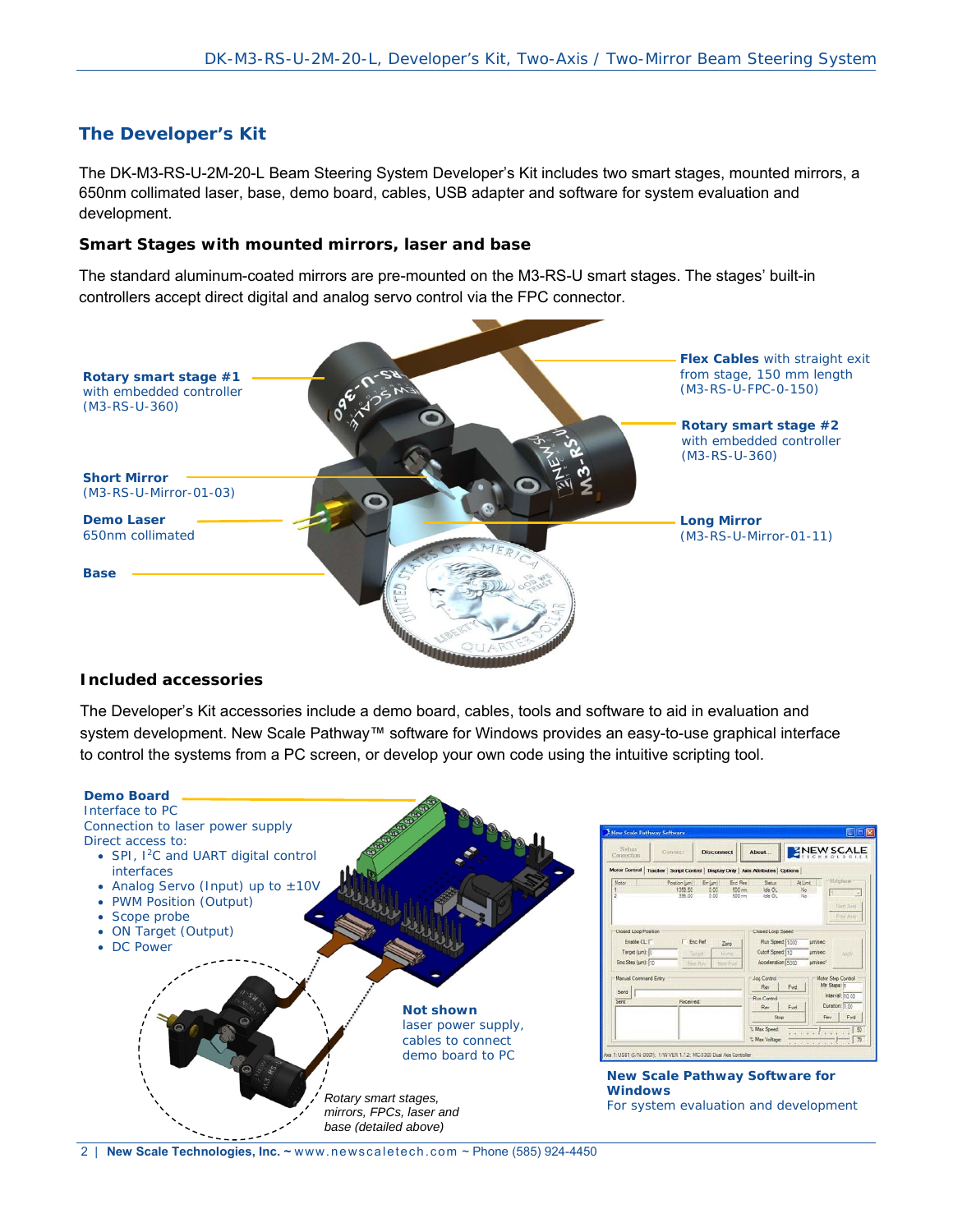## The Developer's Kit

The DK-M3-RS-U-2M-20-L Beam Steering System Developer's Kit includes two smart stages, mounted mirrors, a 650nm collimated laser, base, demo board, cables, USB adapter and software for system evaluation and development.

### Smart Stages with mounted mirrors, laser and base

The standard aluminum-coated mirrors are pre-mounted on the M3-RS-U smart stages. The stages' built-in controllers accept direct digital and analog servo control via the FPC connector.

**Rotary smart stage #1**
with embedded controller
(M3-RS-U-360)

**Short Mirror**
(M3-RS-U-Mirror-01-03)

**Demo Laser**
650nm collimated

**Base**

**Flex Cables** with straight exit from stage, 150 mm length
(M3-RS-U-FPC-0-150)

**Rotary smart stage #2**
with embedded controller
(M3-RS-U-360)

**Long Mirror**
(M3-RS-U-Mirror-01-11)

### Included accessories

The Developer's Kit accessories include a demo board, cables, tools and software to aid in evaluation and system development. New Scale Pathway™ software for Windows provides an easy-to-use graphical interface to control the systems from a PC screen, or develop your own code using the intuitive scripting tool.

**Demo Board**
Interface to PC
Connection to laser power supply
Direct access to:

- SPI, I$^2$C and UART digital control interfaces
- Analog Servo (Input) up to ±10V
- PWM Position (Output)
- Scope probe
- ON Target (Output)
- DC Power

**Not shown**
laser power supply, cables to connect demo board to PC

*Rotary smart stages, mirrors, FPCs, laser and base (detailed above)*

**New Scale Pathway Software for Windows**
For system evaluation and development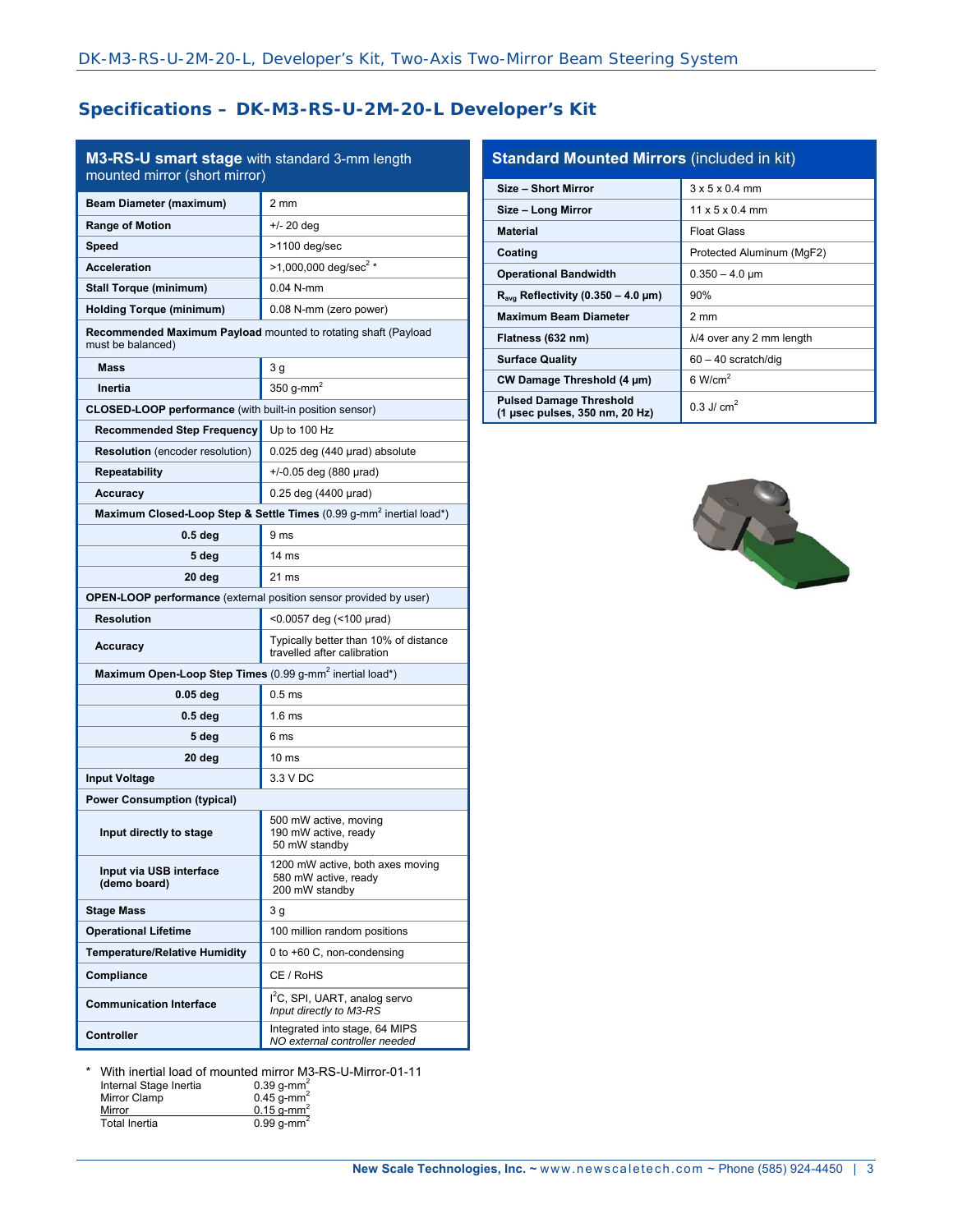## Specifications – DK-M3-RS-U-2M-20-L Developer's Kit

| **M3-RS-U smart stage** with standard 3-mm length mounted mirror (short mirror) | |
|---|---|
| **Beam Diameter (maximum)** | 2 mm |
| **Range of Motion** | +/- 20 deg |
| **Speed** | >1100 deg/sec |
| **Acceleration** | >1,000,000 deg/sec$^2$ * |
| **Stall Torque (minimum)** | 0.04 N-mm |
| **Holding Torque (minimum)** | 0.08 N-mm (zero power) |
| **Recommended Maximum Payload** mounted to rotating shaft (Payload must be balanced) | |
| **Mass** | 3 g |
| **Inertia** | 350 g-mm$^2$ |
| **CLOSED-LOOP performance** (with built-in position sensor) | |
| **Recommended Step Frequency** | Up to 100 Hz |
| **Resolution** (encoder resolution) | 0.025 deg (440 µrad) absolute |
| **Repeatability** | +/-0.05 deg (880 µrad) |
| **Accuracy** | 0.25 deg (4400 µrad) |
| **Maximum Closed-Loop Step & Settle Times** (0.99 g-mm$^2$ inertial load*) | |
| **0.5 deg** | 9 ms |
| **5 deg** | 14 ms |
| **20 deg** | 21 ms |
| **OPEN-LOOP performance** (external position sensor provided by user) | |
| **Resolution** | <0.0057 deg (<100 µrad) |
| **Accuracy** | Typically better than 10% of distance travelled after calibration |
| **Maximum Open-Loop Step Times** (0.99 g-mm$^2$ inertial load*) | |
| **0.05 deg** | 0.5 ms |
| **0.5 deg** | 1.6 ms |
| **5 deg** | 6 ms |
| **20 deg** | 10 ms |
| **Input Voltage** | 3.3 V DC |
| **Power Consumption (typical)** | |
| **Input directly to stage** | 500 mW active, moving<br>190 mW active, ready<br>50 mW standby |
| **Input via USB interface (demo board)** | 1200 mW active, both axes moving<br>580 mW active, ready<br>200 mW standby |
| **Stage Mass** | 3 g |
| **Operational Lifetime** | 100 million random positions |
| **Temperature/Relative Humidity** | 0 to +60 C, non-condensing |
| **Compliance** | CE / RoHS |
| **Communication Interface** | I$^2$C, SPI, UART, analog servo<br>*Input directly to M3-RS* |
| **Controller** | Integrated into stage, 64 MIPS<br>*NO external controller needed* |

\* With inertial load of mounted mirror M3-RS-U-Mirror-01-11

| | |
|---|---|
| Internal Stage Inertia | 0.39 g-mm$^2$ |
| Mirror Clamp | 0.45 g-mm$^2$ |
| Mirror | 0.15 g-mm$^2$ |
| Total Inertia | 0.99 g-mm$^2$ |

| **Standard Mounted Mirrors** (included in kit) | |
|---|---|
| **Size – Short Mirror** | 3 x 5 x 0.4 mm |
| **Size – Long Mirror** | 11 x 5 x 0.4 mm |
| **Material** | Float Glass |
| **Coating** | Protected Aluminum (MgF2) |
| **Operational Bandwidth** | 0.350 – 4.0 µm |
| **$R_{avg}$ Reflectivity (0.350 – 4.0 µm)** | 90% |
| **Maximum Beam Diameter** | 2 mm |
| **Flatness (632 nm)** | λ/4 over any 2 mm length |
| **Surface Quality** | 60 – 40 scratch/dig |
| **CW Damage Threshold (4 µm)** | 6 W/cm$^2$ |
| **Pulsed Damage Threshold (1 µsec pulses, 350 nm, 20 Hz)** | 0.3 J/ cm$^2$ |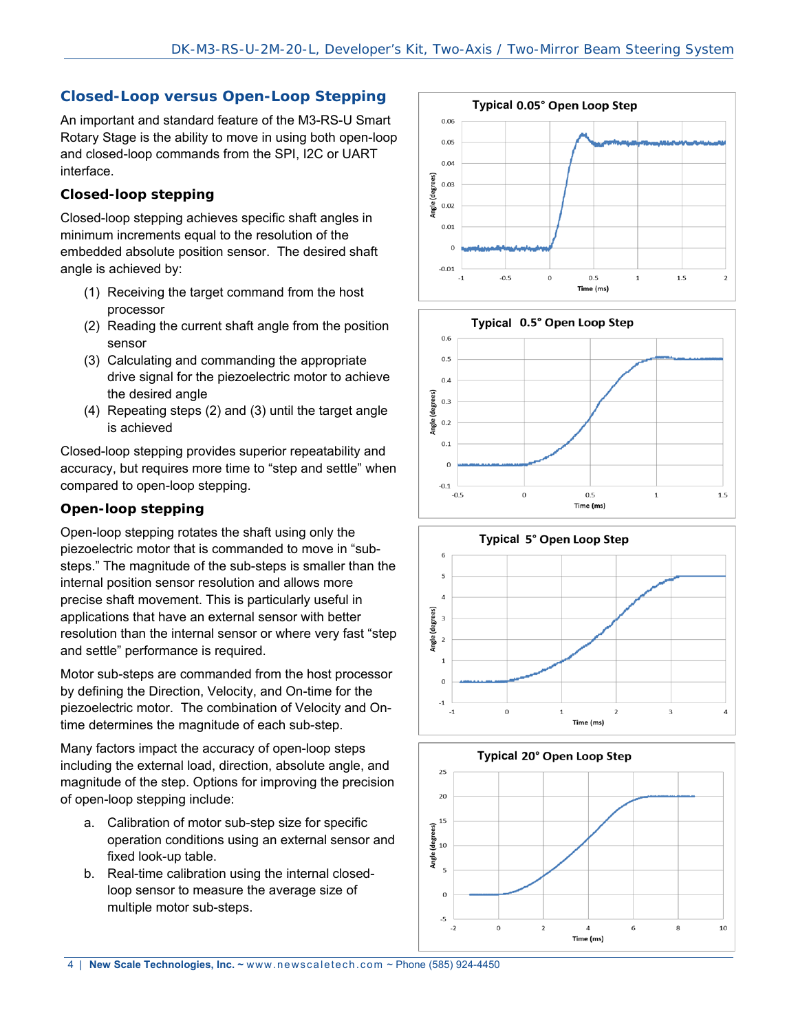## Closed-Loop versus Open-Loop Stepping

An important and standard feature of the M3-RS-U Smart Rotary Stage is the ability to move in using both open-loop and closed-loop commands from the SPI, I2C or UART interface.

### Closed-loop stepping

Closed-loop stepping achieves specific shaft angles in minimum increments equal to the resolution of the embedded absolute position sensor. The desired shaft angle is achieved by:

(1) Receiving the target command from the host processor
(2) Reading the current shaft angle from the position sensor
(3) Calculating and commanding the appropriate drive signal for the piezoelectric motor to achieve the desired angle
(4) Repeating steps (2) and (3) until the target angle is achieved

Closed-loop stepping provides superior repeatability and accuracy, but requires more time to "step and settle" when compared to open-loop stepping.

### Open-loop stepping

Open-loop stepping rotates the shaft using only the piezoelectric motor that is commanded to move in "sub-steps." The magnitude of the sub-steps is smaller than the internal position sensor resolution and allows more precise shaft movement. This is particularly useful in applications that have an external sensor with better resolution than the internal sensor or where very fast "step and settle" performance is required.

Motor sub-steps are commanded from the host processor by defining the Direction, Velocity, and On-time for the piezoelectric motor. The combination of Velocity and On-time determines the magnitude of each sub-step.

Many factors impact the accuracy of open-loop steps including the external load, direction, absolute angle, and magnitude of the step. Options for improving the precision of open-loop stepping include:

a. Calibration of motor sub-step size for specific operation conditions using an external sensor and fixed look-up table.
b. Real-time calibration using the internal closed-loop sensor to measure the average size of multiple motor sub-steps.

Typical 0.05° Open Loop Step

Typical 0.5° Open Loop Step

Typical 5° Open Loop Step

Typical 20° Open Loop Step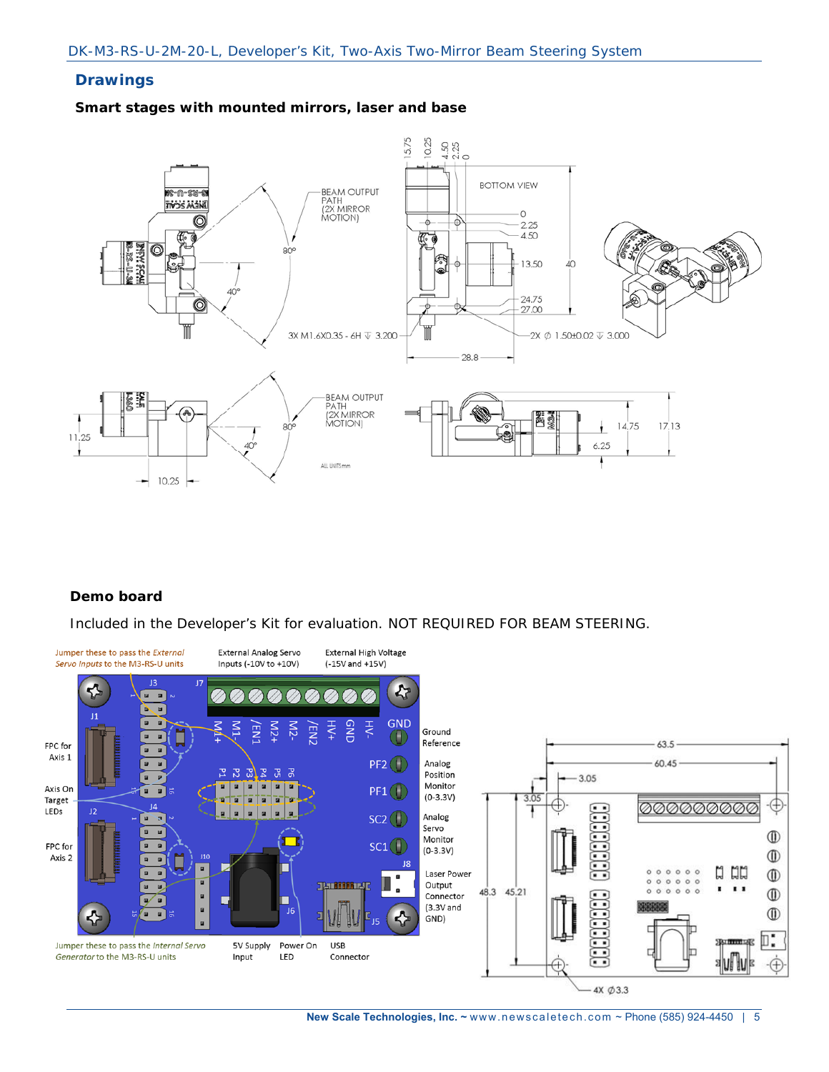## Drawings

### Smart stages with mounted mirrors, laser and base

BEAM OUTPUT PATH (2X MIRROR MOTION)

80°

40°

BOTTOM VIEW

3X M1.6X0.35 - 6H ⇓ 3.200

2X ⌀ 1.50±0.02 ⇓ 3.000

28.8

ALL UNITS mm

### Demo board

Included in the Developer's Kit for evaluation. NOT REQUIRED FOR BEAM STEERING.

*Jumper these to pass the External Servo Inputs to the M3-RS-U units*

External Analog Servo Inputs (-10V to +10V)

External High Voltage (-15V and +15V)

FPC for Axis 1

Axis On Target LEDs

FPC for Axis 2

Ground Reference

Analog Position Monitor (0-3.3V)

Analog Servo Monitor (0-3.3V)

Laser Power Output Connector (3.3V and GND)

*Jumper these to pass the Internal Servo Generator to the M3-RS-U units*

5V Supply Input

Power On LED

USB Connector

4X ⌀3.3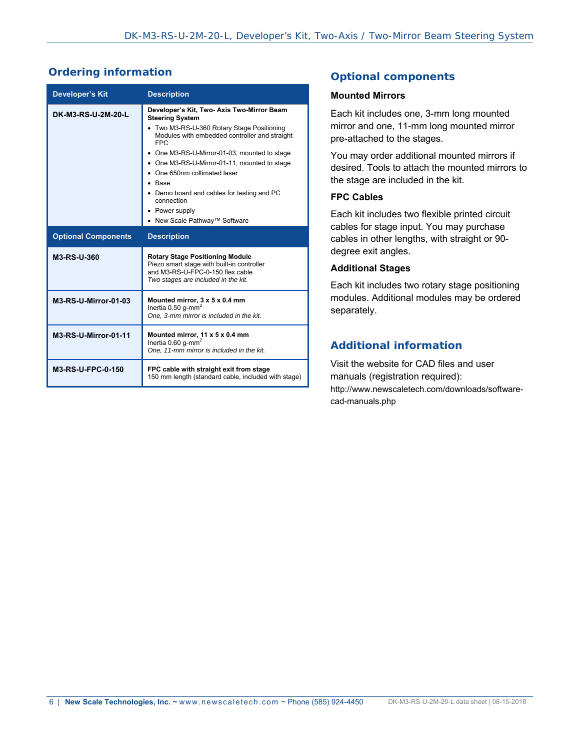## Ordering information

| Developer's Kit | Description |
|---|---|
| **DK-M3-RS-U-2M-20-L** | **Developer's Kit, Two- Axis Two-Mirror Beam Steering System**<br>• Two M3-RS-U-360 Rotary Stage Positioning Modules with embedded controller and straight FPC<br>• One M3-RS-U-Mirror-01-03, mounted to stage<br>• One M3-RS-U-Mirror-01-11, mounted to stage<br>• One 650nm collimated laser<br>• Base<br>• Demo board and cables for testing and PC connection<br>• Power supply<br>• New Scale Pathway™ Software |
| **Optional Components** | **Description** |
| **M3-RS-U-360** | **Rotary Stage Positioning Module**<br>Piezo smart stage with built-in controller and M3-RS-U-FPC-0-150 flex cable<br>*Two stages are included in the kit.* |
| **M3-RS-U-Mirror-01-03** | **Mounted mirror, 3 x 5 x 0.4 mm**<br>Inertia 0.50 g-mm$^2$<br>*One, 3-mm mirror is included in the kit.* |
| **M3-RS-U-Mirror-01-11** | **Mounted mirror, 11 x 5 x 0.4 mm**<br>Inertia 0.60 g-mm$^2$<br>*One, 11-mm mirror is included in the kit.* |
| **M3-RS-U-FPC-0-150** | **FPC cable with straight exit from stage**<br>150 mm length (standard cable, included with stage) |

## Optional components

### Mounted Mirrors

Each kit includes one, 3-mm long mounted mirror and one, 11-mm long mounted mirror pre-attached to the stages.

You may order additional mounted mirrors if desired. Tools to attach the mounted mirrors to the stage are included in the kit.

### FPC Cables

Each kit includes two flexible printed circuit cables for stage input. You may purchase cables in other lengths, with straight or 90-degree exit angles.

### Additional Stages

Each kit includes two rotary stage positioning modules. Additional modules may be ordered separately.

## Additional information

Visit the website for CAD files and user manuals (registration required):
http://www.newscaletech.com/downloads/software-cad-manuals.php